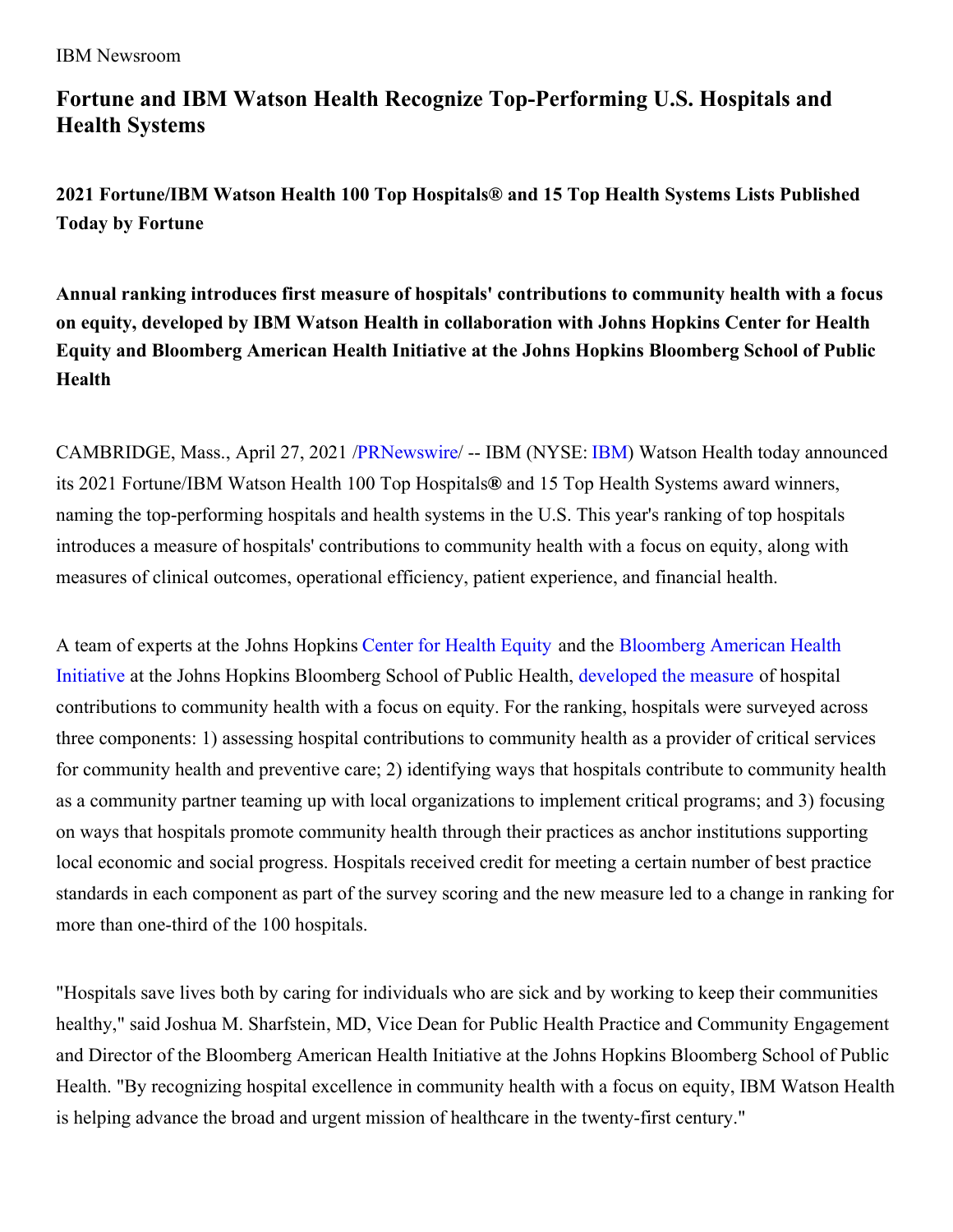IBM Newsroom

# Fortune and IBM Watson Health Recognize Top-Performing U.S. Hospitals and Health Systems

## 2021 Fortune/IBM Watson Health 100 Top Hospitals® and 15 Top Health Systems Lists Published Today by Fortune

**Annual ranking introduces first measure of hospitals' contributions to community health with a focus on equity, developed by IBM Watson Health in collaboration with Johns Hopkins Center for Health Equity and Bloomberg American Health Initiative at the Johns Hopkins Bloomberg School of Public Health**

CAMBRIDGE, Mass., April 27, 2021 /PRNewswire/ -- IBM (NYSE: IBM) Watson Health today announced its 2021 Fortune/IBM Watson Health 100 Top Hospitals® and 15 Top Health Systems award winners, naming the top-performing hospitals and health systems in the U.S. This year's ranking of top hospitals introduces a measure of hospitals' contributions to community health with a focus on equity, along with measures of clinical outcomes, operational efficiency, patient experience, and financial health.

A team of experts at the Johns Hopkins Center for Health Equity and the Bloomberg American Health Initiative at the Johns Hopkins Bloomberg School of Public Health, developed the measure of hospital contributions to community health with a focus on equity. For the ranking, hospitals were surveyed across three components: 1) assessing hospital contributions to community health as a provider of critical services for community health and preventive care; 2) identifying ways that hospitals contribute to community health as a community partner teaming up with local organizations to implement critical programs; and 3) focusing on ways that hospitals promote community health through their practices as anchor institutions supporting local economic and social progress. Hospitals received credit for meeting a certain number of best practice standards in each component as part of the survey scoring and the new measure led to a change in ranking for more than one-third of the 100 hospitals.

"Hospitals save lives both by caring for individuals who are sick and by working to keep their communities healthy," said Joshua M. Sharfstein, MD, Vice Dean for Public Health Practice and Community Engagement and Director of the Bloomberg American Health Initiative at the Johns Hopkins Bloomberg School of Public Health. "By recognizing hospital excellence in community health with a focus on equity, IBM Watson Health is helping advance the broad and urgent mission of healthcare in the twenty-first century."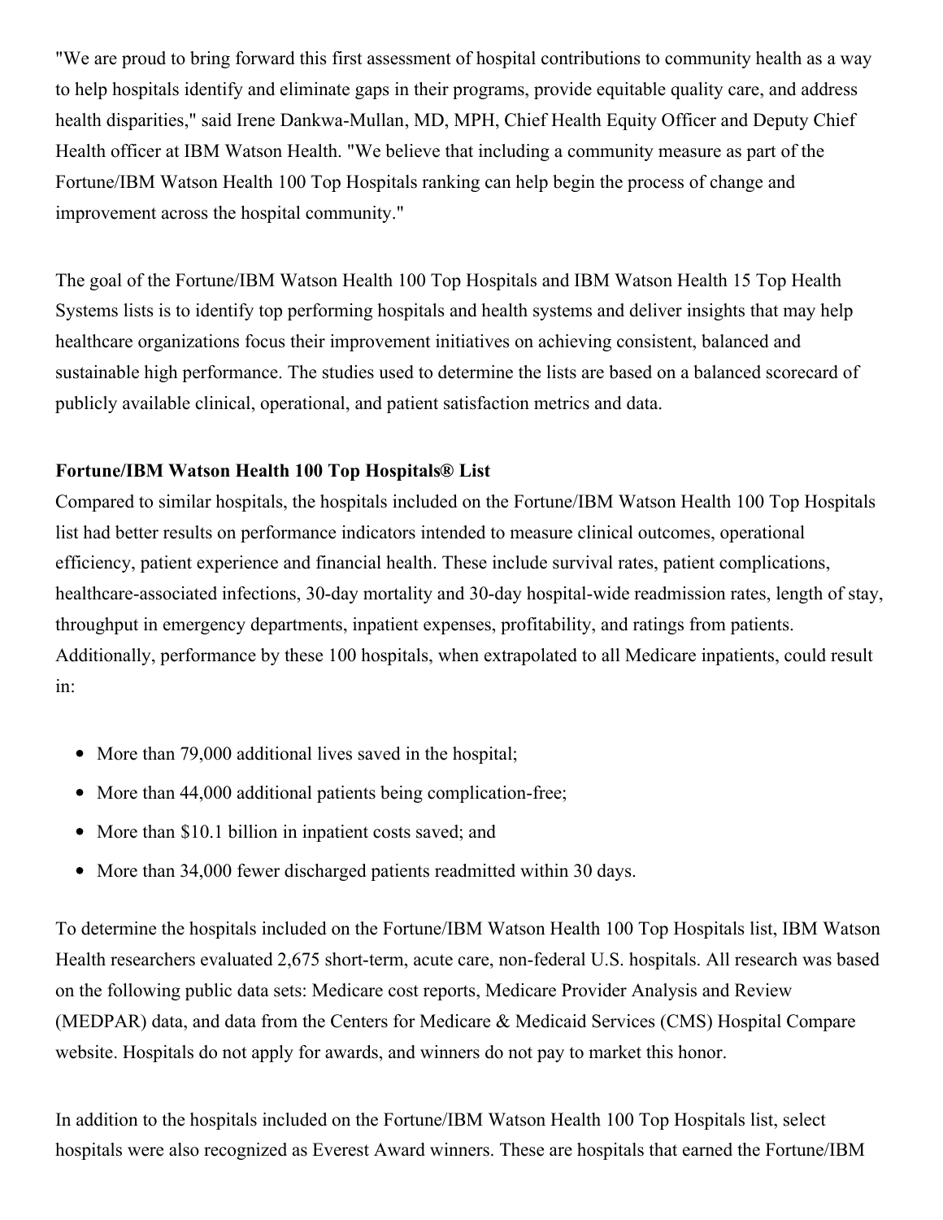"We are proud to bring forward this first assessment of hospital contributions to community health as a way to help hospitals identify and eliminate gaps in their programs, provide equitable quality care, and address health disparities," said Irene Dankwa-Mullan, MD, MPH, Chief Health Equity Officer and Deputy Chief Health officer at IBM Watson Health. "We believe that including a community measure as part of the Fortune/IBM Watson Health 100 Top Hospitals ranking can help begin the process of change and improvement across the hospital community."

The goal of the Fortune/IBM Watson Health 100 Top Hospitals and IBM Watson Health 15 Top Health Systems lists is to identify top performing hospitals and health systems and deliver insights that may help healthcare organizations focus their improvement initiatives on achieving consistent, balanced and sustainable high performance. The studies used to determine the lists are based on a balanced scorecard of publicly available clinical, operational, and patient satisfaction metrics and data.

**Fortune/IBM Watson Health 100 Top Hospitals® List**

Compared to similar hospitals, the hospitals included on the Fortune/IBM Watson Health 100 Top Hospitals list had better results on performance indicators intended to measure clinical outcomes, operational efficiency, patient experience and financial health. These include survival rates, patient complications, healthcare-associated infections, 30-day mortality and 30-day hospital-wide readmission rates, length of stay, throughput in emergency departments, inpatient expenses, profitability, and ratings from patients. Additionally, performance by these 100 hospitals, when extrapolated to all Medicare inpatients, could result in:

- More than 79,000 additional lives saved in the hospital;
- More than 44,000 additional patients being complication-free;
- More than $10.1 billion in inpatient costs saved; and
- More than 34,000 fewer discharged patients readmitted within 30 days.

To determine the hospitals included on the Fortune/IBM Watson Health 100 Top Hospitals list, IBM Watson Health researchers evaluated 2,675 short-term, acute care, non-federal U.S. hospitals. All research was based on the following public data sets: Medicare cost reports, Medicare Provider Analysis and Review (MEDPAR) data, and data from the Centers for Medicare & Medicaid Services (CMS) Hospital Compare website. Hospitals do not apply for awards, and winners do not pay to market this honor.

In addition to the hospitals included on the Fortune/IBM Watson Health 100 Top Hospitals list, select hospitals were also recognized as Everest Award winners. These are hospitals that earned the Fortune/IBM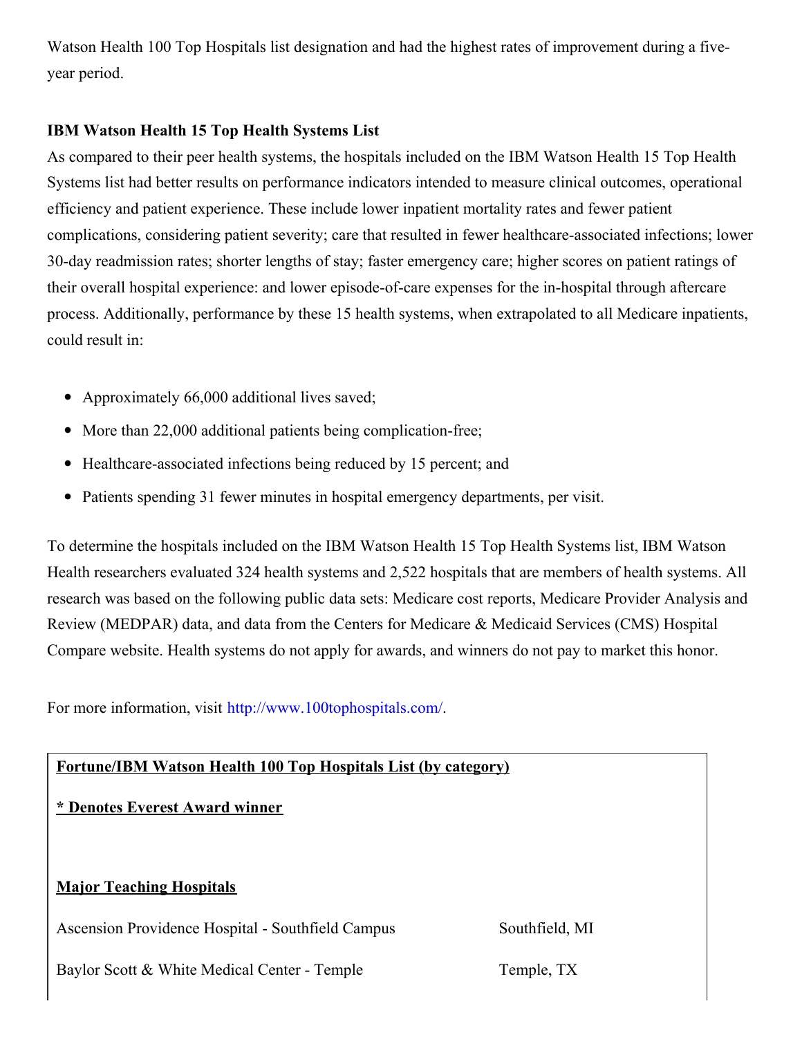Watson Health 100 Top Hospitals list designation and had the highest rates of improvement during a five-year period.

**IBM Watson Health 15 Top Health Systems List**

As compared to their peer health systems, the hospitals included on the IBM Watson Health 15 Top Health Systems list had better results on performance indicators intended to measure clinical outcomes, operational efficiency and patient experience. These include lower inpatient mortality rates and fewer patient complications, considering patient severity; care that resulted in fewer healthcare-associated infections; lower 30-day readmission rates; shorter lengths of stay; faster emergency care; higher scores on patient ratings of their overall hospital experience: and lower episode-of-care expenses for the in-hospital through aftercare process. Additionally, performance by these 15 health systems, when extrapolated to all Medicare inpatients, could result in:

- Approximately 66,000 additional lives saved;
- More than 22,000 additional patients being complication-free;
- Healthcare-associated infections being reduced by 15 percent; and
- Patients spending 31 fewer minutes in hospital emergency departments, per visit.

To determine the hospitals included on the IBM Watson Health 15 Top Health Systems list, IBM Watson Health researchers evaluated 324 health systems and 2,522 hospitals that are members of health systems. All research was based on the following public data sets: Medicare cost reports, Medicare Provider Analysis and Review (MEDPAR) data, and data from the Centers for Medicare & Medicaid Services (CMS) Hospital Compare website. Health systems do not apply for awards, and winners do not pay to market this honor.

For more information, visit http://www.100tophospitals.com/.

**Fortune/IBM Watson Health 100 Top Hospitals List (by category)**

*** Denotes Everest Award winner**

**Major Teaching Hospitals**

| | |
|---|---|
| Ascension Providence Hospital - Southfield Campus | Southfield, MI |
| Baylor Scott & White Medical Center - Temple | Temple, TX |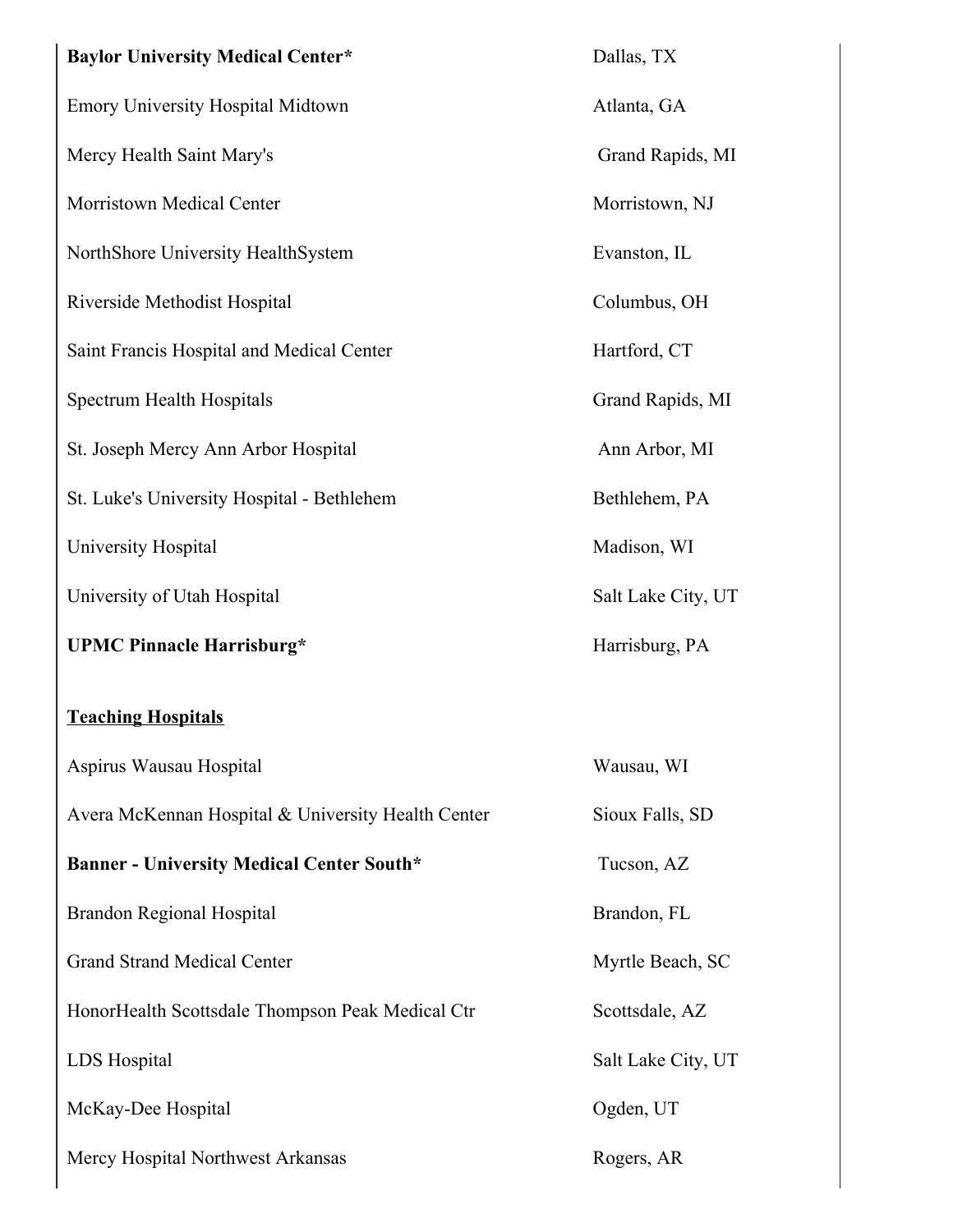| | |
|---|---|
| **Baylor University Medical Center*** | Dallas, TX |
| Emory University Hospital Midtown | Atlanta, GA |
| Mercy Health Saint Mary's | Grand Rapids, MI |
| Morristown Medical Center | Morristown, NJ |
| NorthShore University HealthSystem | Evanston, IL |
| Riverside Methodist Hospital | Columbus, OH |
| Saint Francis Hospital and Medical Center | Hartford, CT |
| Spectrum Health Hospitals | Grand Rapids, MI |
| St. Joseph Mercy Ann Arbor Hospital | Ann Arbor, MI |
| St. Luke's University Hospital - Bethlehem | Bethlehem, PA |
| University Hospital | Madison, WI |
| University of Utah Hospital | Salt Lake City, UT |
| **UPMC Pinnacle Harrisburg*** | Harrisburg, PA |

**Teaching Hospitals**

| | |
|---|---|
| Aspirus Wausau Hospital | Wausau, WI |
| Avera McKennan Hospital & University Health Center | Sioux Falls, SD |
| **Banner - University Medical Center South*** | Tucson, AZ |
| Brandon Regional Hospital | Brandon, FL |
| Grand Strand Medical Center | Myrtle Beach, SC |
| HonorHealth Scottsdale Thompson Peak Medical Ctr | Scottsdale, AZ |
| LDS Hospital | Salt Lake City, UT |
| McKay-Dee Hospital | Ogden, UT |
| Mercy Hospital Northwest Arkansas | Rogers, AR |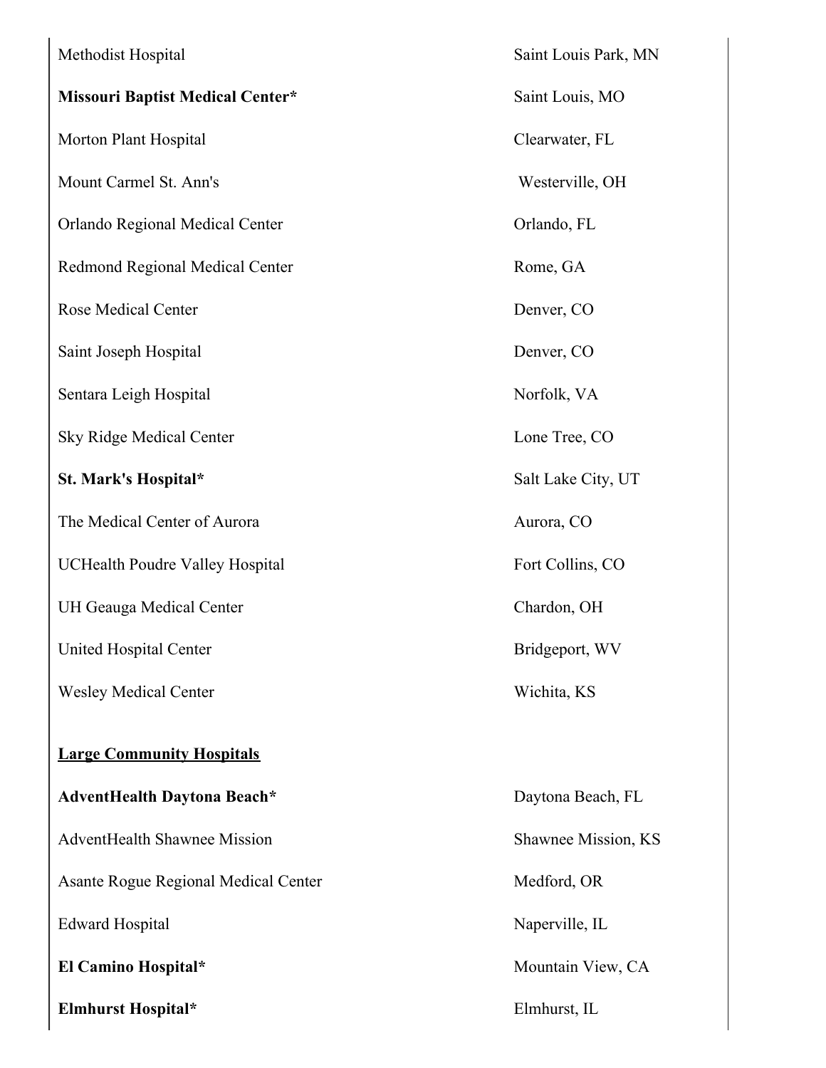| | |
|---|---|
| Methodist Hospital | Saint Louis Park, MN |
| **Missouri Baptist Medical Center*** | Saint Louis, MO |
| Morton Plant Hospital | Clearwater, FL |
| Mount Carmel St. Ann's | Westerville, OH |
| Orlando Regional Medical Center | Orlando, FL |
| Redmond Regional Medical Center | Rome, GA |
| Rose Medical Center | Denver, CO |
| Saint Joseph Hospital | Denver, CO |
| Sentara Leigh Hospital | Norfolk, VA |
| Sky Ridge Medical Center | Lone Tree, CO |
| **St. Mark's Hospital*** | Salt Lake City, UT |
| The Medical Center of Aurora | Aurora, CO |
| UCHealth Poudre Valley Hospital | Fort Collins, CO |
| UH Geauga Medical Center | Chardon, OH |
| United Hospital Center | Bridgeport, WV |
| Wesley Medical Center | Wichita, KS |

**<u>Large Community Hospitals</u>**

| | |
|---|---|
| **AdventHealth Daytona Beach*** | Daytona Beach, FL |
| AdventHealth Shawnee Mission | Shawnee Mission, KS |
| Asante Rogue Regional Medical Center | Medford, OR |
| Edward Hospital | Naperville, IL |
| **El Camino Hospital*** | Mountain View, CA |
| **Elmhurst Hospital*** | Elmhurst, IL |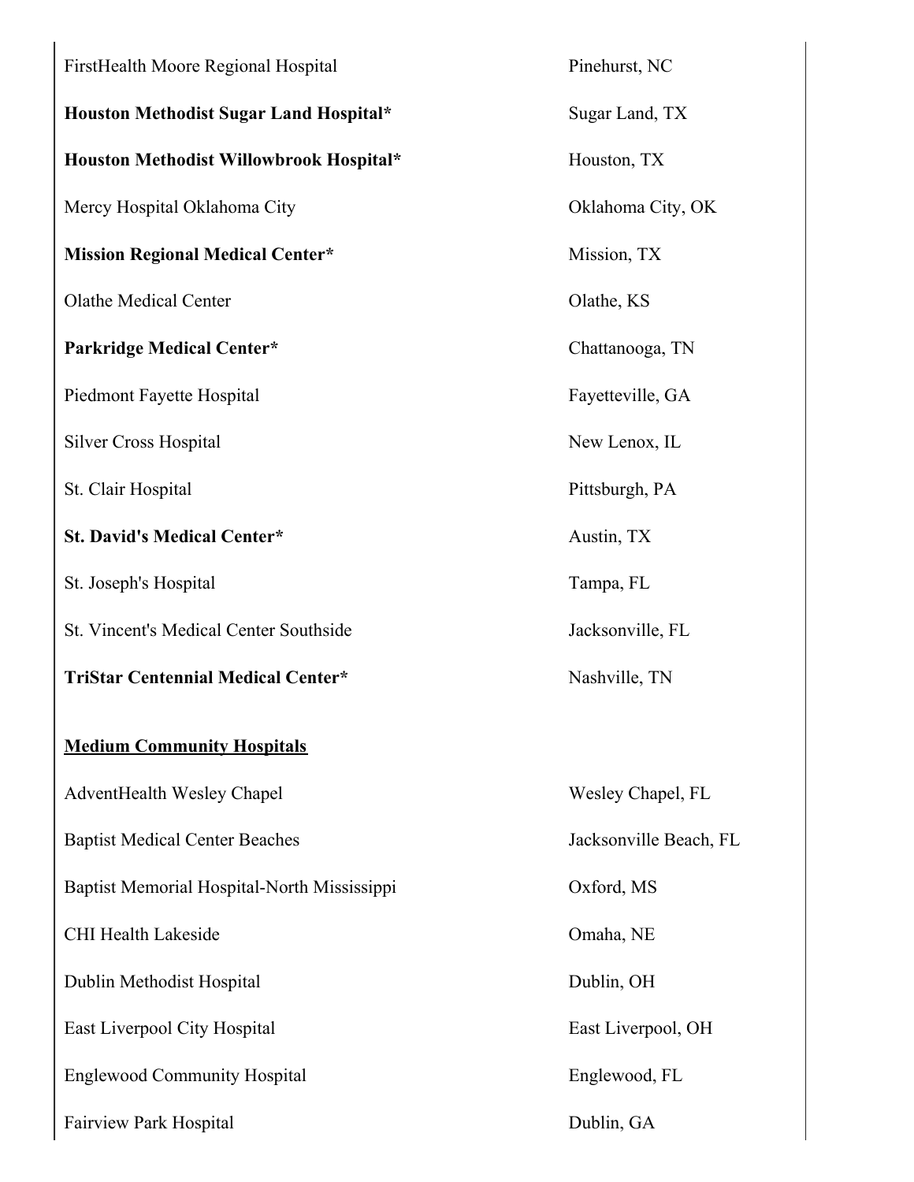| | |
|---|---|
| FirstHealth Moore Regional Hospital | Pinehurst, NC |
| **Houston Methodist Sugar Land Hospital*** | Sugar Land, TX |
| **Houston Methodist Willowbrook Hospital*** | Houston, TX |
| Mercy Hospital Oklahoma City | Oklahoma City, OK |
| **Mission Regional Medical Center*** | Mission, TX |
| Olathe Medical Center | Olathe, KS |
| **Parkridge Medical Center*** | Chattanooga, TN |
| Piedmont Fayette Hospital | Fayetteville, GA |
| Silver Cross Hospital | New Lenox, IL |
| St. Clair Hospital | Pittsburgh, PA |
| **St. David's Medical Center*** | Austin, TX |
| St. Joseph's Hospital | Tampa, FL |
| St. Vincent's Medical Center Southside | Jacksonville, FL |
| **TriStar Centennial Medical Center*** | Nashville, TN |

**Medium Community Hospitals**

| | |
|---|---|
| AdventHealth Wesley Chapel | Wesley Chapel, FL |
| Baptist Medical Center Beaches | Jacksonville Beach, FL |
| Baptist Memorial Hospital-North Mississippi | Oxford, MS |
| CHI Health Lakeside | Omaha, NE |
| Dublin Methodist Hospital | Dublin, OH |
| East Liverpool City Hospital | East Liverpool, OH |
| Englewood Community Hospital | Englewood, FL |
| Fairview Park Hospital | Dublin, GA |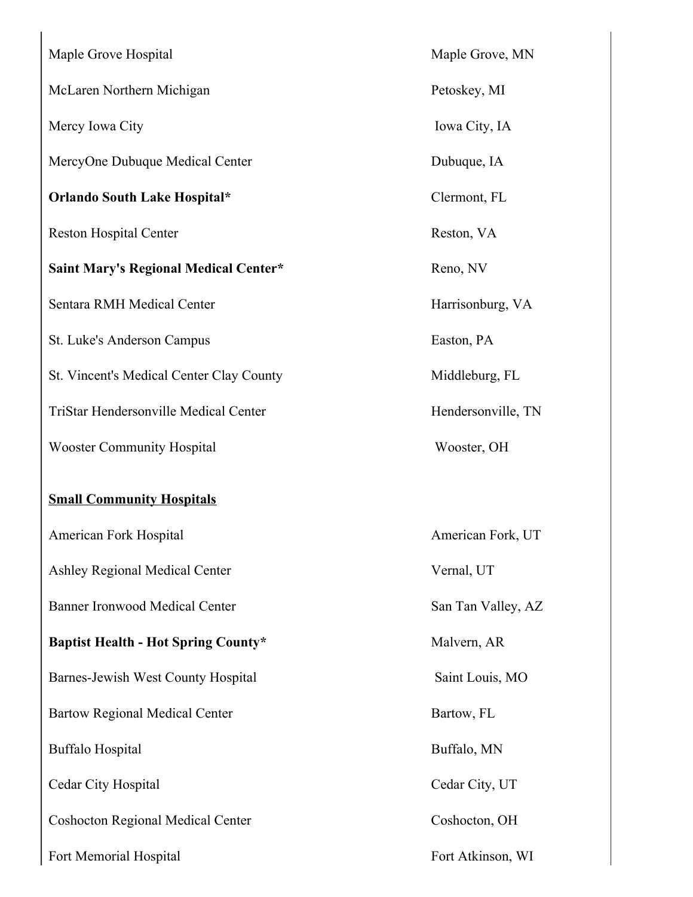| | |
|---|---|
| Maple Grove Hospital | Maple Grove, MN |
| McLaren Northern Michigan | Petoskey, MI |
| Mercy Iowa City | Iowa City, IA |
| MercyOne Dubuque Medical Center | Dubuque, IA |
| **Orlando South Lake Hospital*** | Clermont, FL |
| Reston Hospital Center | Reston, VA |
| **Saint Mary's Regional Medical Center*** | Reno, NV |
| Sentara RMH Medical Center | Harrisonburg, VA |
| St. Luke's Anderson Campus | Easton, PA |
| St. Vincent's Medical Center Clay County | Middleburg, FL |
| TriStar Hendersonville Medical Center | Hendersonville, TN |
| Wooster Community Hospital | Wooster, OH |

**Small Community Hospitals**

| | |
|---|---|
| American Fork Hospital | American Fork, UT |
| Ashley Regional Medical Center | Vernal, UT |
| Banner Ironwood Medical Center | San Tan Valley, AZ |
| **Baptist Health - Hot Spring County*** | Malvern, AR |
| Barnes-Jewish West County Hospital | Saint Louis, MO |
| Bartow Regional Medical Center | Bartow, FL |
| Buffalo Hospital | Buffalo, MN |
| Cedar City Hospital | Cedar City, UT |
| Coshocton Regional Medical Center | Coshocton, OH |
| Fort Memorial Hospital | Fort Atkinson, WI |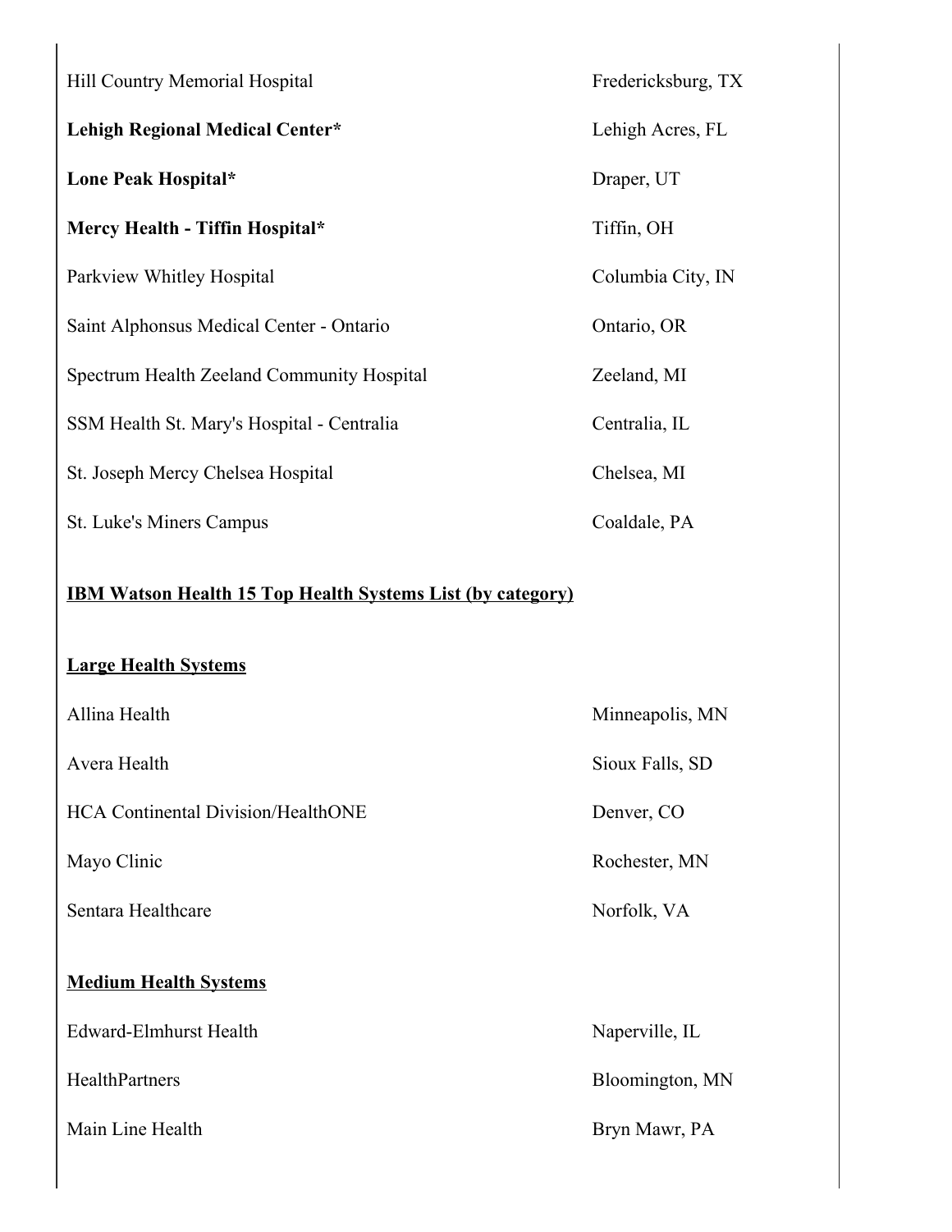| | |
|---|---|
| Hill Country Memorial Hospital | Fredericksburg, TX |
| **Lehigh Regional Medical Center*** | Lehigh Acres, FL |
| **Lone Peak Hospital*** | Draper, UT |
| **Mercy Health - Tiffin Hospital*** | Tiffin, OH |
| Parkview Whitley Hospital | Columbia City, IN |
| Saint Alphonsus Medical Center - Ontario | Ontario, OR |
| Spectrum Health Zeeland Community Hospital | Zeeland, MI |
| SSM Health St. Mary's Hospital - Centralia | Centralia, IL |
| St. Joseph Mercy Chelsea Hospital | Chelsea, MI |
| St. Luke's Miners Campus | Coaldale, PA |

**IBM Watson Health 15 Top Health Systems List (by category)**

**Large Health Systems**

| | |
|---|---|
| Allina Health | Minneapolis, MN |
| Avera Health | Sioux Falls, SD |
| HCA Continental Division/HealthONE | Denver, CO |
| Mayo Clinic | Rochester, MN |
| Sentara Healthcare | Norfolk, VA |

**Medium Health Systems**

| | |
|---|---|
| Edward-Elmhurst Health | Naperville, IL |
| HealthPartners | Bloomington, MN |
| Main Line Health | Bryn Mawr, PA |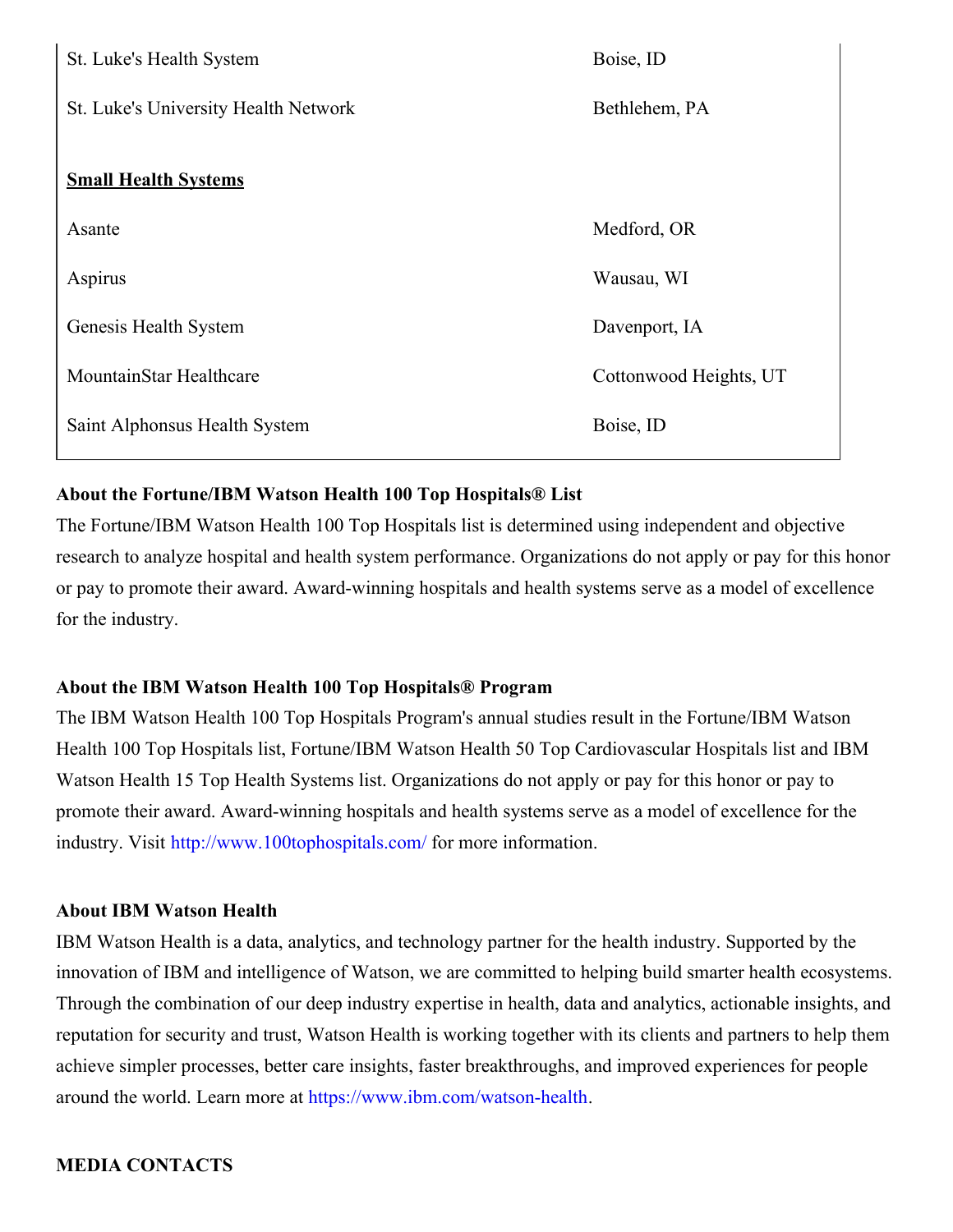| | |
|---|---|
| St. Luke's Health System | Boise, ID |
| St. Luke's University Health Network | Bethlehem, PA |
| **Small Health Systems** | |
| Asante | Medford, OR |
| Aspirus | Wausau, WI |
| Genesis Health System | Davenport, IA |
| MountainStar Healthcare | Cottonwood Heights, UT |
| Saint Alphonsus Health System | Boise, ID |

**About the Fortune/IBM Watson Health 100 Top Hospitals® List**

The Fortune/IBM Watson Health 100 Top Hospitals list is determined using independent and objective research to analyze hospital and health system performance. Organizations do not apply or pay for this honor or pay to promote their award. Award-winning hospitals and health systems serve as a model of excellence for the industry.

**About the IBM Watson Health 100 Top Hospitals® Program**

The IBM Watson Health 100 Top Hospitals Program's annual studies result in the Fortune/IBM Watson Health 100 Top Hospitals list, Fortune/IBM Watson Health 50 Top Cardiovascular Hospitals list and IBM Watson Health 15 Top Health Systems list. Organizations do not apply or pay for this honor or pay to promote their award. Award-winning hospitals and health systems serve as a model of excellence for the industry. Visit http://www.100tophospitals.com/ for more information.

**About IBM Watson Health**

IBM Watson Health is a data, analytics, and technology partner for the health industry. Supported by the innovation of IBM and intelligence of Watson, we are committed to helping build smarter health ecosystems. Through the combination of our deep industry expertise in health, data and analytics, actionable insights, and reputation for security and trust, Watson Health is working together with its clients and partners to help them achieve simpler processes, better care insights, faster breakthroughs, and improved experiences for people around the world. Learn more at https://www.ibm.com/watson-health.

**MEDIA CONTACTS**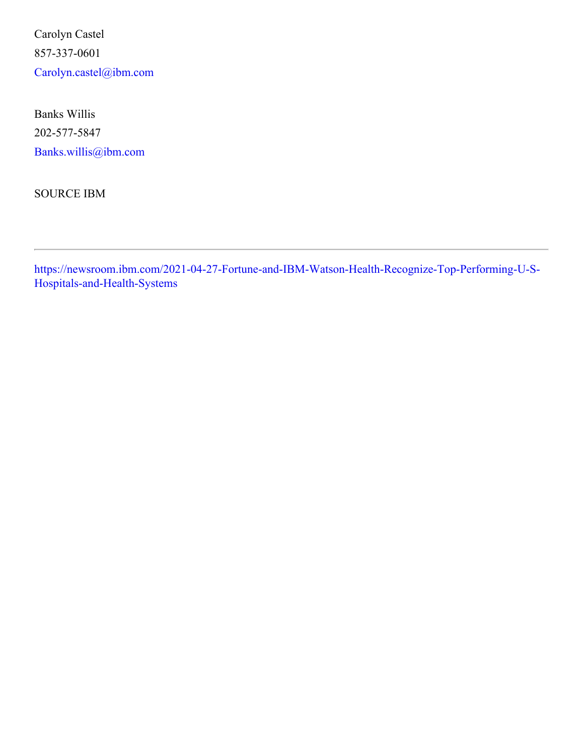Carolyn Castel
857-337-0601
Carolyn.castel@ibm.com

Banks Willis
202-577-5847
Banks.willis@ibm.com

SOURCE IBM

---

https://newsroom.ibm.com/2021-04-27-Fortune-and-IBM-Watson-Health-Recognize-Top-Performing-U-S-Hospitals-and-Health-Systems